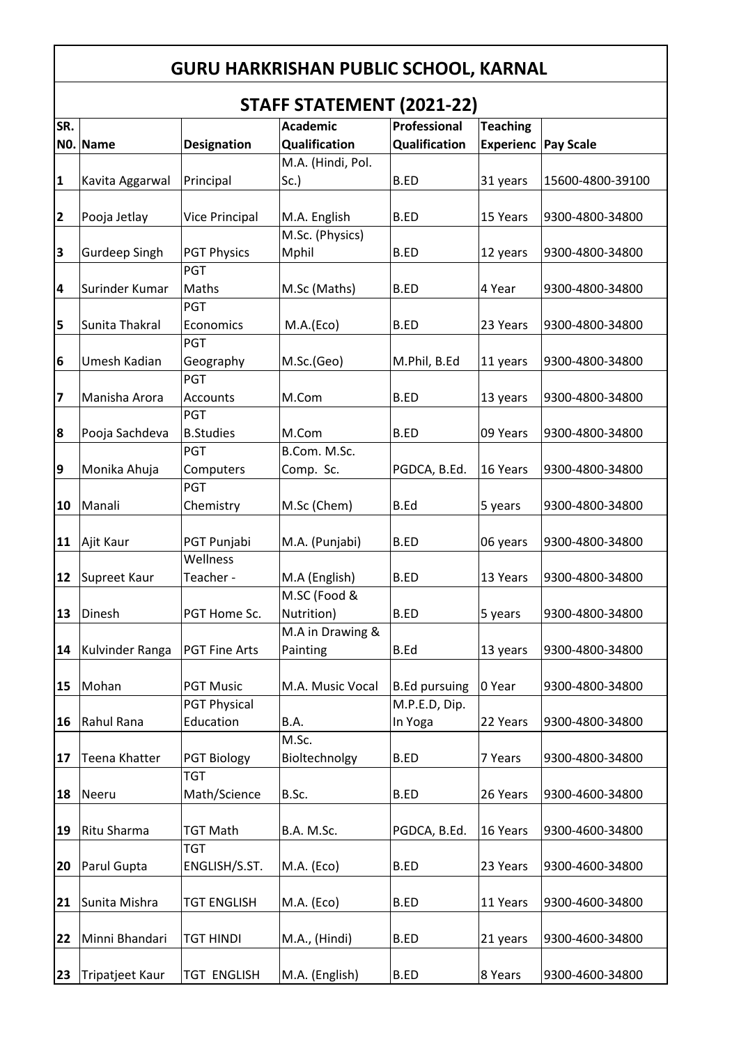# GURU HARKRISHAN PUBLIC SCHOOL, KARNAL

## STAFF STATEMENT (2021-22)

| SR. N0. | Name | Designation | Academic Qualification | Professional Qualification | Teaching Experienc | Pay Scale |
|---|---|---|---|---|---|---|
| 1 | Kavita Aggarwal | Principal | M.A. (Hindi, Pol. Sc.) | B.ED | 31 years | 15600-4800-39100 |
| 2 | Pooja Jetlay | Vice Principal | M.A. English | B.ED | 15 Years | 9300-4800-34800 |
| 3 | Gurdeep Singh | PGT Physics | M.Sc. (Physics) Mphil | B.ED | 12 years | 9300-4800-34800 |
| 4 | Surinder Kumar | PGT Maths | M.Sc (Maths) | B.ED | 4 Year | 9300-4800-34800 |
| 5 | Sunita Thakral | PGT Economics | M.A.(Eco) | B.ED | 23 Years | 9300-4800-34800 |
| 6 | Umesh Kadian | PGT Geography | M.Sc.(Geo) | M.Phil, B.Ed | 11 years | 9300-4800-34800 |
| 7 | Manisha Arora | PGT Accounts | M.Com | B.ED | 13 years | 9300-4800-34800 |
| 8 | Pooja Sachdeva | PGT B.Studies | M.Com | B.ED | 09 Years | 9300-4800-34800 |
| 9 | Monika Ahuja | PGT Computers | B.Com. M.Sc. Comp. Sc. | PGDCA, B.Ed. | 16 Years | 9300-4800-34800 |
| 10 | Manali | PGT Chemistry | M.Sc (Chem) | B.Ed | 5 years | 9300-4800-34800 |
| 11 | Ajit Kaur | PGT Punjabi | M.A. (Punjabi) | B.ED | 06 years | 9300-4800-34800 |
| 12 | Supreet Kaur | Wellness Teacher - | M.A (English) | B.ED | 13 Years | 9300-4800-34800 |
| 13 | Dinesh | PGT Home Sc. | M.SC (Food & Nutrition) | B.ED | 5 years | 9300-4800-34800 |
| 14 | Kulvinder Ranga | PGT Fine Arts | M.A in Drawing & Painting | B.Ed | 13 years | 9300-4800-34800 |
| 15 | Mohan | PGT Music | M.A. Music Vocal | B.Ed pursuing | 0 Year | 9300-4800-34800 |
| 16 | Rahul Rana | PGT Physical Education | B.A. | M.P.E.D, Dip. In Yoga | 22 Years | 9300-4800-34800 |
| 17 | Teena Khatter | PGT Biology | M.Sc. Bioltechnolgy | B.ED | 7 Years | 9300-4800-34800 |
| 18 | Neeru | TGT Math/Science | B.Sc. | B.ED | 26 Years | 9300-4600-34800 |
| 19 | Ritu Sharma | TGT Math | B.A. M.Sc. | PGDCA, B.Ed. | 16 Years | 9300-4600-34800 |
| 20 | Parul Gupta | TGT ENGLISH/S.ST. | M.A. (Eco) | B.ED | 23 Years | 9300-4600-34800 |
| 21 | Sunita Mishra | TGT ENGLISH | M.A. (Eco) | B.ED | 11 Years | 9300-4600-34800 |
| 22 | Minni Bhandari | TGT HINDI | M.A., (Hindi) | B.ED | 21 years | 9300-4600-34800 |
| 23 | Tripatjeet Kaur | TGT ENGLISH | M.A. (English) | B.ED | 8 Years | 9300-4600-34800 |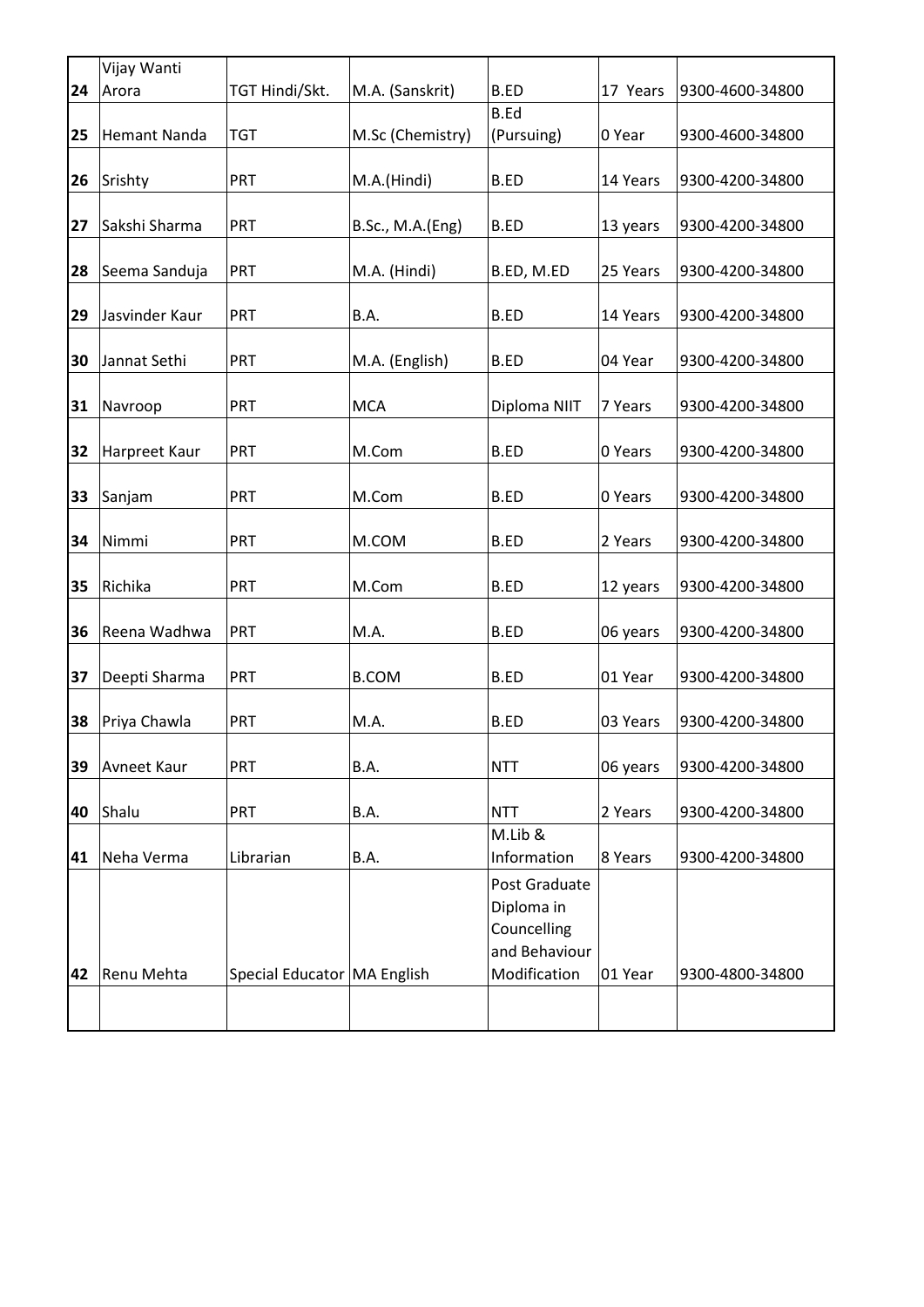| | | | | | | |
|---|---|---|---|---|---|---|
| **24** | Vijay Wanti Arora | TGT Hindi/Skt. | M.A. (Sanskrit) | B.ED | 17 Years | 9300-4600-34800 |
| **25** | Hemant Nanda | TGT | M.Sc (Chemistry) | B.Ed (Pursuing) | 0 Year | 9300-4600-34800 |
| **26** | Srishty | PRT | M.A.(Hindi) | B.ED | 14 Years | 9300-4200-34800 |
| **27** | Sakshi Sharma | PRT | B.Sc., M.A.(Eng) | B.ED | 13 years | 9300-4200-34800 |
| **28** | Seema Sanduja | PRT | M.A. (Hindi) | B.ED, M.ED | 25 Years | 9300-4200-34800 |
| **29** | Jasvinder Kaur | PRT | B.A. | B.ED | 14 Years | 9300-4200-34800 |
| **30** | Jannat Sethi | PRT | M.A. (English) | B.ED | 04 Year | 9300-4200-34800 |
| **31** | Navroop | PRT | MCA | Diploma NIIT | 7 Years | 9300-4200-34800 |
| **32** | Harpreet Kaur | PRT | M.Com | B.ED | 0 Years | 9300-4200-34800 |
| **33** | Sanjam | PRT | M.Com | B.ED | 0 Years | 9300-4200-34800 |
| **34** | Nimmi | PRT | M.COM | B.ED | 2 Years | 9300-4200-34800 |
| **35** | Richika | PRT | M.Com | B.ED | 12 years | 9300-4200-34800 |
| **36** | Reena Wadhwa | PRT | M.A. | B.ED | 06 years | 9300-4200-34800 |
| **37** | Deepti Sharma | PRT | B.COM | B.ED | 01 Year | 9300-4200-34800 |
| **38** | Priya Chawla | PRT | M.A. | B.ED | 03 Years | 9300-4200-34800 |
| **39** | Avneet Kaur | PRT | B.A. | NTT | 06 years | 9300-4200-34800 |
| **40** | Shalu | PRT | B.A. | NTT | 2 Years | 9300-4200-34800 |
| **41** | Neha Verma | Librarian | B.A. | M.Lib & Information | 8 Years | 9300-4200-34800 |
| **42** | Renu Mehta | Special Educator | MA English | Post Graduate Diploma in Councelling and Behaviour Modification | 01 Year | 9300-4800-34800 |
| | | | | | | |